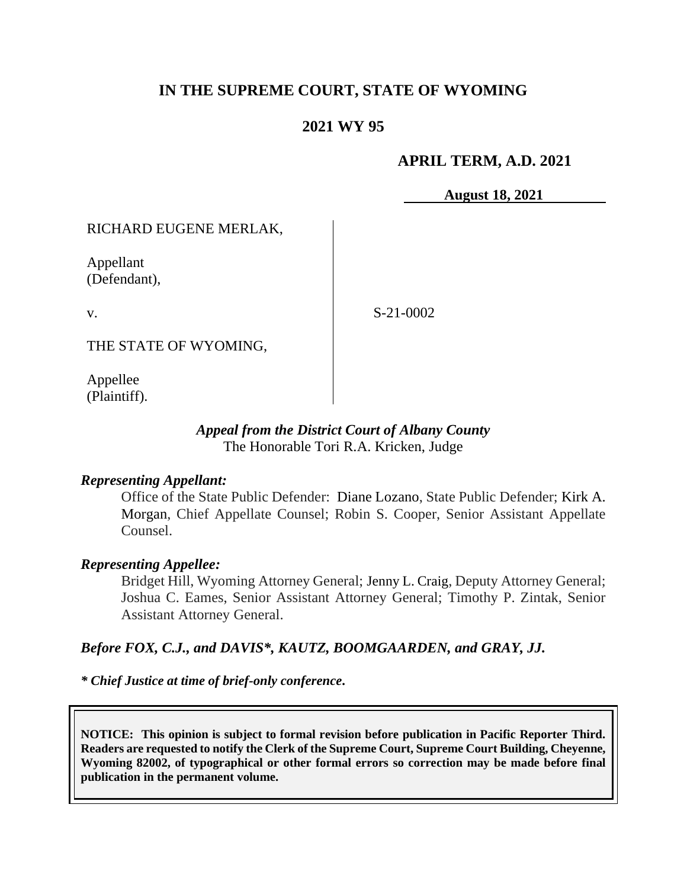# IN THE SUPREME COURT, STATE OF WYOMING

## 2021 WY 95

**APRIL TERM, A.D. 2021**

**August 18, 2021**

RICHARD EUGENE MERLAK,

Appellant
(Defendant),

v.

S-21-0002

THE STATE OF WYOMING,

Appellee
(Plaintiff).

***Appeal from the District Court of Albany County***
The Honorable Tori R.A. Kricken, Judge

***Representing Appellant:***

Office of the State Public Defender: Diane Lozano, State Public Defender; Kirk A. Morgan, Chief Appellate Counsel; Robin S. Cooper, Senior Assistant Appellate Counsel.

***Representing Appellee:***

Bridget Hill, Wyoming Attorney General; Jenny L. Craig, Deputy Attorney General; Joshua C. Eames, Senior Assistant Attorney General; Timothy P. Zintak, Senior Assistant Attorney General.

***Before FOX, C.J., and DAVIS\*, KAUTZ, BOOMGAARDEN, and GRAY, JJ.***

***\* Chief Justice at time of brief-only conference.***

**NOTICE: This opinion is subject to formal revision before publication in Pacific Reporter Third. Readers are requested to notify the Clerk of the Supreme Court, Supreme Court Building, Cheyenne, Wyoming 82002, of typographical or other formal errors so correction may be made before final publication in the permanent volume.**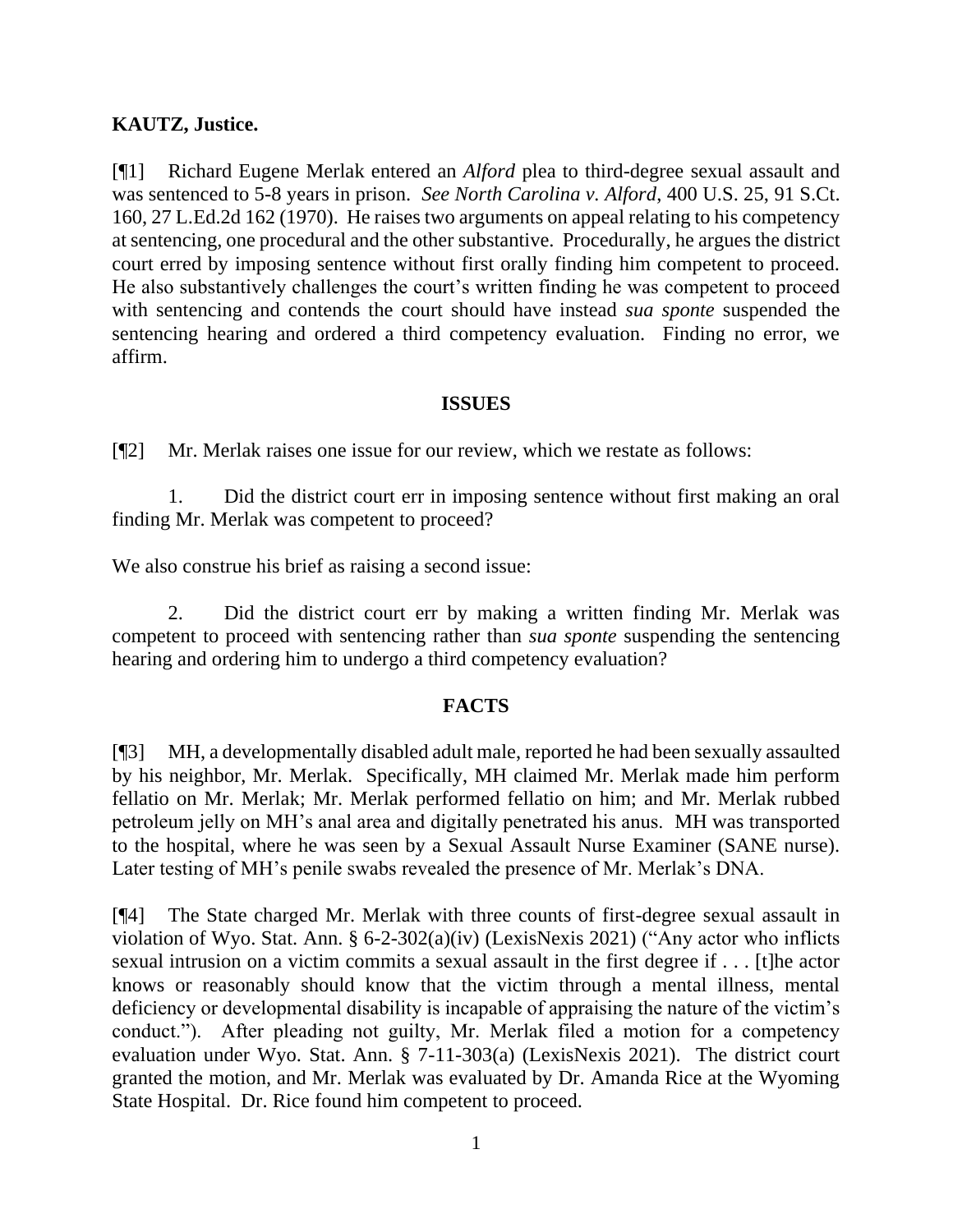**KAUTZ, Justice.**

[¶1] Richard Eugene Merlak entered an *Alford* plea to third-degree sexual assault and was sentenced to 5-8 years in prison. *See North Carolina v. Alford*, 400 U.S. 25, 91 S.Ct. 160, 27 L.Ed.2d 162 (1970). He raises two arguments on appeal relating to his competency at sentencing, one procedural and the other substantive. Procedurally, he argues the district court erred by imposing sentence without first orally finding him competent to proceed. He also substantively challenges the court's written finding he was competent to proceed with sentencing and contends the court should have instead *sua sponte* suspended the sentencing hearing and ordered a third competency evaluation. Finding no error, we affirm.

## ISSUES

[¶2] Mr. Merlak raises one issue for our review, which we restate as follows:

1. Did the district court err in imposing sentence without first making an oral finding Mr. Merlak was competent to proceed?

We also construe his brief as raising a second issue:

2. Did the district court err by making a written finding Mr. Merlak was competent to proceed with sentencing rather than *sua sponte* suspending the sentencing hearing and ordering him to undergo a third competency evaluation?

## FACTS

[¶3] MH, a developmentally disabled adult male, reported he had been sexually assaulted by his neighbor, Mr. Merlak. Specifically, MH claimed Mr. Merlak made him perform fellatio on Mr. Merlak; Mr. Merlak performed fellatio on him; and Mr. Merlak rubbed petroleum jelly on MH's anal area and digitally penetrated his anus. MH was transported to the hospital, where he was seen by a Sexual Assault Nurse Examiner (SANE nurse). Later testing of MH's penile swabs revealed the presence of Mr. Merlak's DNA.

[¶4] The State charged Mr. Merlak with three counts of first-degree sexual assault in violation of Wyo. Stat. Ann. § 6-2-302(a)(iv) (LexisNexis 2021) ("Any actor who inflicts sexual intrusion on a victim commits a sexual assault in the first degree if . . . [t]he actor knows or reasonably should know that the victim through a mental illness, mental deficiency or developmental disability is incapable of appraising the nature of the victim's conduct."). After pleading not guilty, Mr. Merlak filed a motion for a competency evaluation under Wyo. Stat. Ann. § 7-11-303(a) (LexisNexis 2021). The district court granted the motion, and Mr. Merlak was evaluated by Dr. Amanda Rice at the Wyoming State Hospital. Dr. Rice found him competent to proceed.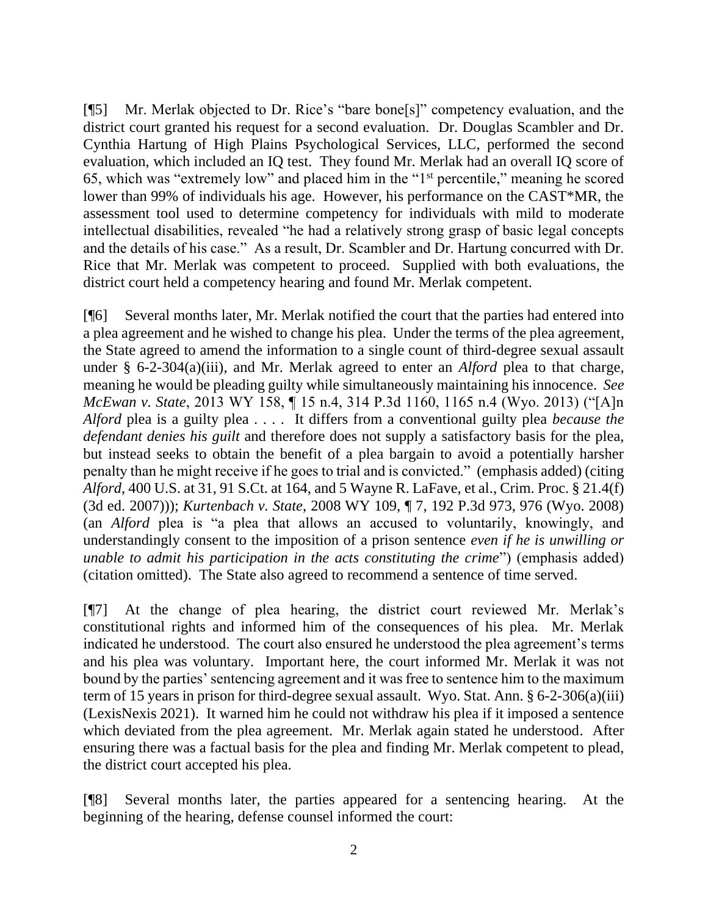[¶5] Mr. Merlak objected to Dr. Rice's "bare bone[s]" competency evaluation, and the district court granted his request for a second evaluation. Dr. Douglas Scambler and Dr. Cynthia Hartung of High Plains Psychological Services, LLC, performed the second evaluation, which included an IQ test. They found Mr. Merlak had an overall IQ score of 65, which was "extremely low" and placed him in the "1st percentile," meaning he scored lower than 99% of individuals his age. However, his performance on the CAST*MR, the assessment tool used to determine competency for individuals with mild to moderate intellectual disabilities, revealed "he had a relatively strong grasp of basic legal concepts and the details of his case." As a result, Dr. Scambler and Dr. Hartung concurred with Dr. Rice that Mr. Merlak was competent to proceed. Supplied with both evaluations, the district court held a competency hearing and found Mr. Merlak competent.

[¶6] Several months later, Mr. Merlak notified the court that the parties had entered into a plea agreement and he wished to change his plea. Under the terms of the plea agreement, the State agreed to amend the information to a single count of third-degree sexual assault under § 6-2-304(a)(iii), and Mr. Merlak agreed to enter an *Alford* plea to that charge, meaning he would be pleading guilty while simultaneously maintaining his innocence. *See McEwan v. State*, 2013 WY 158, ¶ 15 n.4, 314 P.3d 1160, 1165 n.4 (Wyo. 2013) ("[A]n *Alford* plea is a guilty plea . . . . It differs from a conventional guilty plea *because the defendant denies his guilt* and therefore does not supply a satisfactory basis for the plea, but instead seeks to obtain the benefit of a plea bargain to avoid a potentially harsher penalty than he might receive if he goes to trial and is convicted." (emphasis added) (citing *Alford*, 400 U.S. at 31, 91 S.Ct. at 164, and 5 Wayne R. LaFave, et al., Crim. Proc. § 21.4(f) (3d ed. 2007))); *Kurtenbach v. State*, 2008 WY 109, ¶ 7, 192 P.3d 973, 976 (Wyo. 2008) (an *Alford* plea is "a plea that allows an accused to voluntarily, knowingly, and understandingly consent to the imposition of a prison sentence *even if he is unwilling or unable to admit his participation in the acts constituting the crime*") (emphasis added) (citation omitted). The State also agreed to recommend a sentence of time served.

[¶7] At the change of plea hearing, the district court reviewed Mr. Merlak's constitutional rights and informed him of the consequences of his plea. Mr. Merlak indicated he understood. The court also ensured he understood the plea agreement's terms and his plea was voluntary. Important here, the court informed Mr. Merlak it was not bound by the parties' sentencing agreement and it was free to sentence him to the maximum term of 15 years in prison for third-degree sexual assault. Wyo. Stat. Ann. § 6-2-306(a)(iii) (LexisNexis 2021). It warned him he could not withdraw his plea if it imposed a sentence which deviated from the plea agreement. Mr. Merlak again stated he understood. After ensuring there was a factual basis for the plea and finding Mr. Merlak competent to plead, the district court accepted his plea.

[¶8] Several months later, the parties appeared for a sentencing hearing. At the beginning of the hearing, defense counsel informed the court: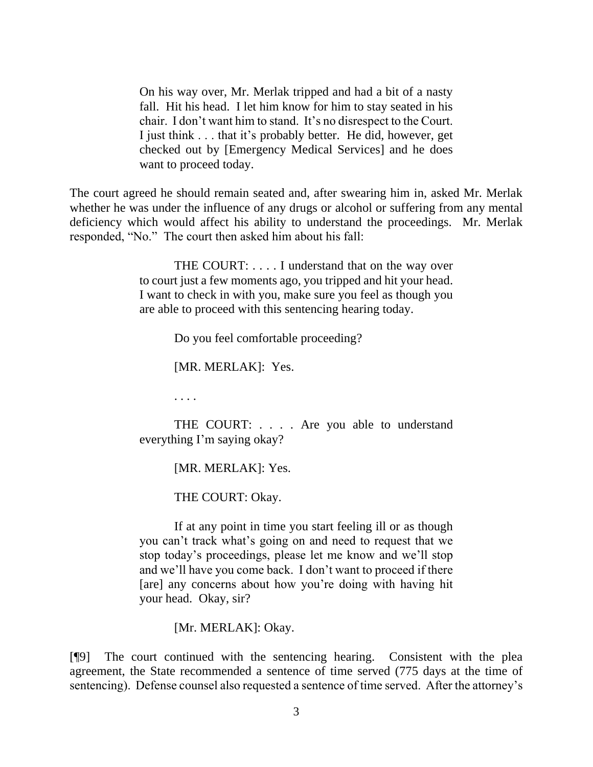> On his way over, Mr. Merlak tripped and had a bit of a nasty fall. Hit his head. I let him know for him to stay seated in his chair. I don't want him to stand. It's no disrespect to the Court. I just think . . . that it's probably better. He did, however, get checked out by [Emergency Medical Services] and he does want to proceed today.

The court agreed he should remain seated and, after swearing him in, asked Mr. Merlak whether he was under the influence of any drugs or alcohol or suffering from any mental deficiency which would affect his ability to understand the proceedings. Mr. Merlak responded, "No." The court then asked him about his fall:

> THE COURT: . . . . I understand that on the way over to court just a few moments ago, you tripped and hit your head. I want to check in with you, make sure you feel as though you are able to proceed with this sentencing hearing today.
>
> Do you feel comfortable proceeding?
>
> [MR. MERLAK]: Yes.
>
> . . . .
>
> THE COURT: . . . . Are you able to understand everything I'm saying okay?
>
> [MR. MERLAK]: Yes.
>
> THE COURT: Okay.
>
> If at any point in time you start feeling ill or as though you can't track what's going on and need to request that we stop today's proceedings, please let me know and we'll stop and we'll have you come back. I don't want to proceed if there [are] any concerns about how you're doing with having hit your head. Okay, sir?
>
> [Mr. MERLAK]: Okay.

[¶9] The court continued with the sentencing hearing. Consistent with the plea agreement, the State recommended a sentence of time served (775 days at the time of sentencing). Defense counsel also requested a sentence of time served. After the attorney's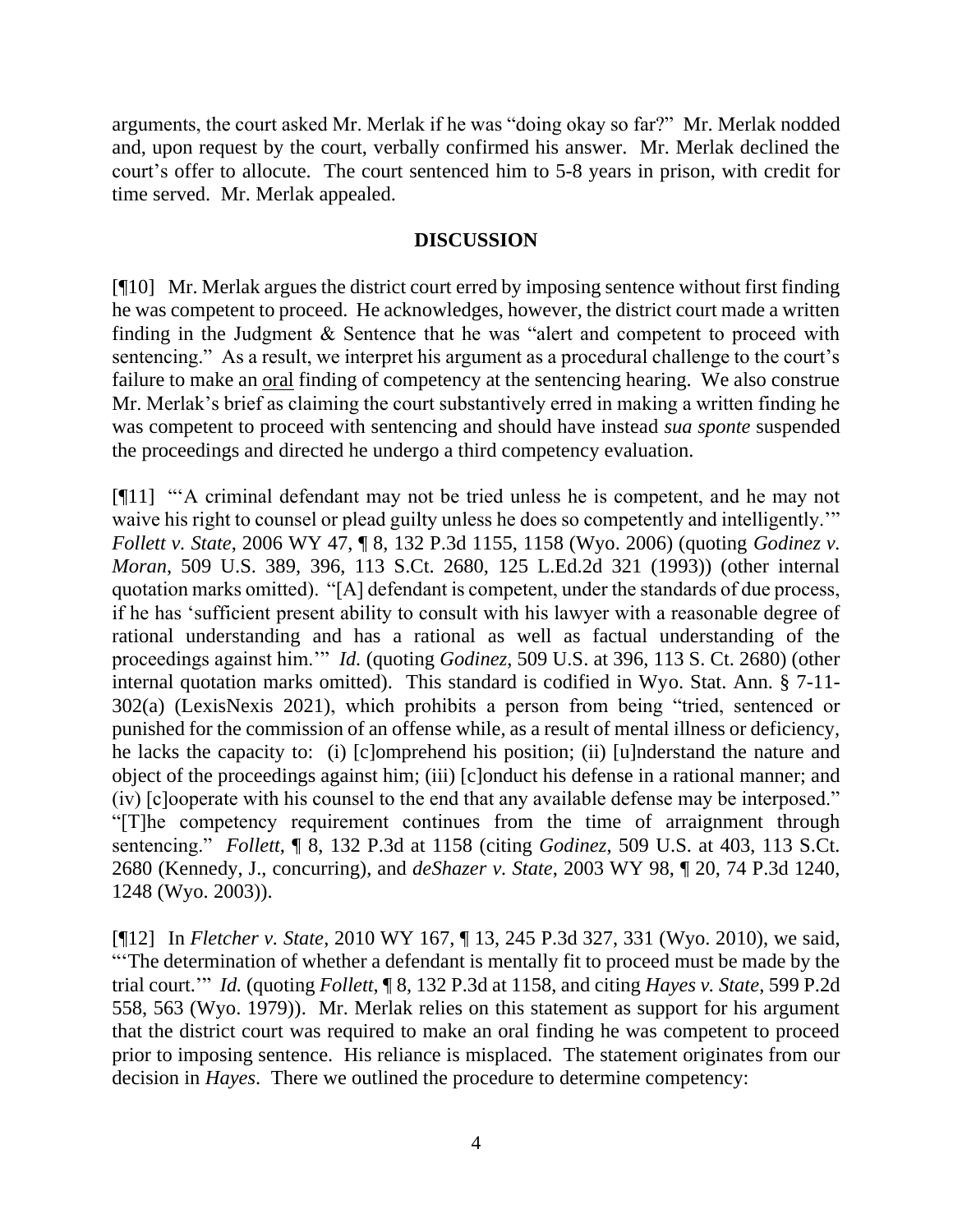arguments, the court asked Mr. Merlak if he was "doing okay so far?" Mr. Merlak nodded and, upon request by the court, verbally confirmed his answer. Mr. Merlak declined the court's offer to allocute. The court sentenced him to 5-8 years in prison, with credit for time served. Mr. Merlak appealed.

## DISCUSSION

[¶10] Mr. Merlak argues the district court erred by imposing sentence without first finding he was competent to proceed. He acknowledges, however, the district court made a written finding in the Judgment & Sentence that he was "alert and competent to proceed with sentencing." As a result, we interpret his argument as a procedural challenge to the court's failure to make an <u>oral</u> finding of competency at the sentencing hearing. We also construe Mr. Merlak's brief as claiming the court substantively erred in making a written finding he was competent to proceed with sentencing and should have instead *sua sponte* suspended the proceedings and directed he undergo a third competency evaluation.

[¶11] "'A criminal defendant may not be tried unless he is competent, and he may not waive his right to counsel or plead guilty unless he does so competently and intelligently.'" *Follett v. State*, 2006 WY 47, ¶ 8, 132 P.3d 1155, 1158 (Wyo. 2006) (quoting *Godinez v. Moran*, 509 U.S. 389, 396, 113 S.Ct. 2680, 125 L.Ed.2d 321 (1993)) (other internal quotation marks omitted). "[A] defendant is competent, under the standards of due process, if he has 'sufficient present ability to consult with his lawyer with a reasonable degree of rational understanding and has a rational as well as factual understanding of the proceedings against him.'" *Id.* (quoting *Godinez*, 509 U.S. at 396, 113 S. Ct. 2680) (other internal quotation marks omitted). This standard is codified in Wyo. Stat. Ann. § 7-11-302(a) (LexisNexis 2021), which prohibits a person from being "tried, sentenced or punished for the commission of an offense while, as a result of mental illness or deficiency, he lacks the capacity to: (i) [c]omprehend his position; (ii) [u]nderstand the nature and object of the proceedings against him; (iii) [c]onduct his defense in a rational manner; and (iv) [c]ooperate with his counsel to the end that any available defense may be interposed." "[T]he competency requirement continues from the time of arraignment through sentencing." *Follett*, ¶ 8, 132 P.3d at 1158 (citing *Godinez*, 509 U.S. at 403, 113 S.Ct. 2680 (Kennedy, J., concurring), and *deShazer v. State*, 2003 WY 98, ¶ 20, 74 P.3d 1240, 1248 (Wyo. 2003)).

[¶12] In *Fletcher v. State*, 2010 WY 167, ¶ 13, 245 P.3d 327, 331 (Wyo. 2010), we said, "'The determination of whether a defendant is mentally fit to proceed must be made by the trial court.'" *Id.* (quoting *Follett*, ¶ 8, 132 P.3d at 1158, and citing *Hayes v. State*, 599 P.2d 558, 563 (Wyo. 1979)). Mr. Merlak relies on this statement as support for his argument that the district court was required to make an oral finding he was competent to proceed prior to imposing sentence. His reliance is misplaced. The statement originates from our decision in *Hayes*. There we outlined the procedure to determine competency: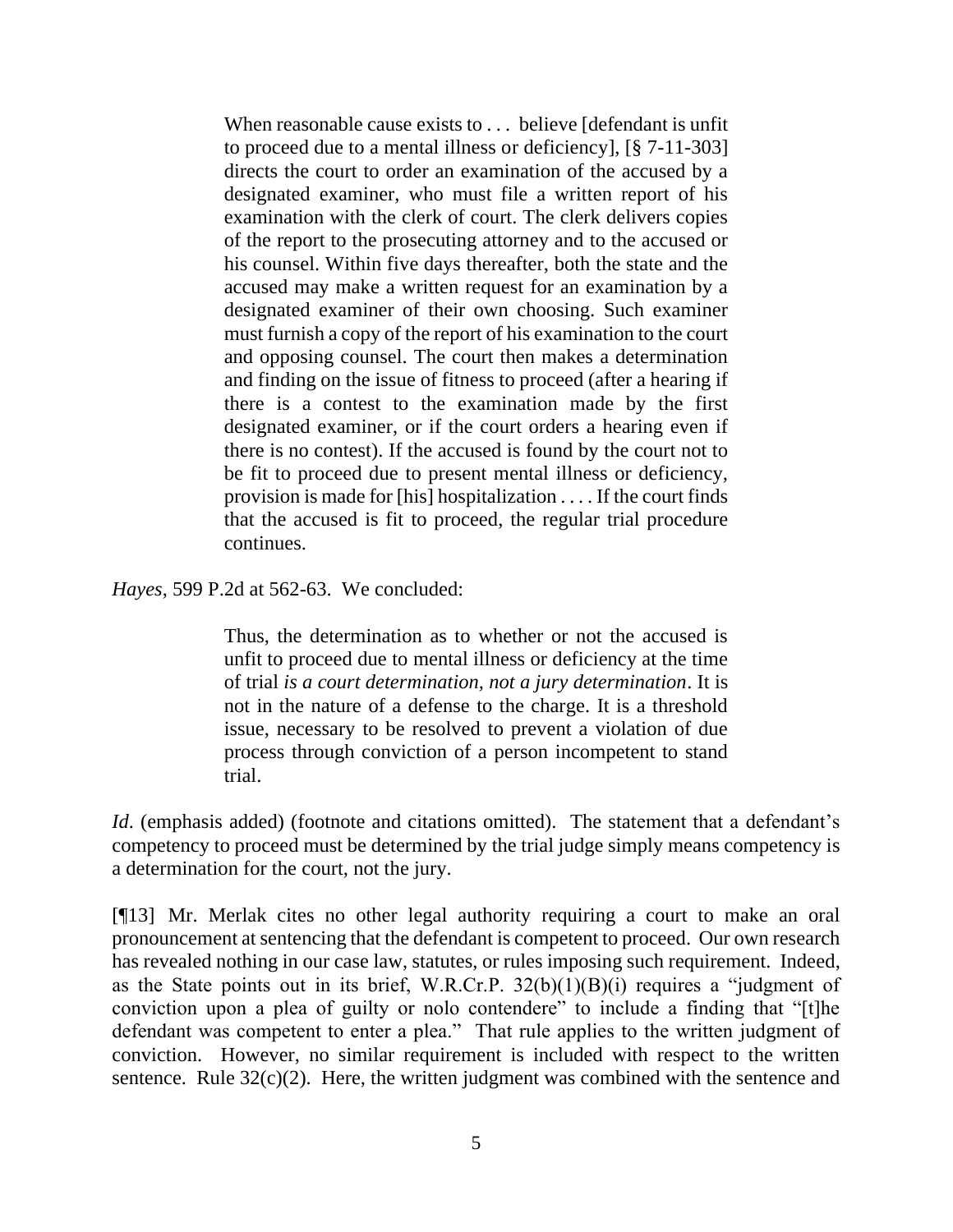> When reasonable cause exists to . . . believe [defendant is unfit to proceed due to a mental illness or deficiency], [§ 7-11-303] directs the court to order an examination of the accused by a designated examiner, who must file a written report of his examination with the clerk of court. The clerk delivers copies of the report to the prosecuting attorney and to the accused or his counsel. Within five days thereafter, both the state and the accused may make a written request for an examination by a designated examiner of their own choosing. Such examiner must furnish a copy of the report of his examination to the court and opposing counsel. The court then makes a determination and finding on the issue of fitness to proceed (after a hearing if there is a contest to the examination made by the first designated examiner, or if the court orders a hearing even if there is no contest). If the accused is found by the court not to be fit to proceed due to present mental illness or deficiency, provision is made for [his] hospitalization . . . . If the court finds that the accused is fit to proceed, the regular trial procedure continues.

*Hayes*, 599 P.2d at 562-63. We concluded:

> Thus, the determination as to whether or not the accused is unfit to proceed due to mental illness or deficiency at the time of trial *is a court determination, not a jury determination*. It is not in the nature of a defense to the charge. It is a threshold issue, necessary to be resolved to prevent a violation of due process through conviction of a person incompetent to stand trial.

*Id*. (emphasis added) (footnote and citations omitted). The statement that a defendant's competency to proceed must be determined by the trial judge simply means competency is a determination for the court, not the jury.

[¶13] Mr. Merlak cites no other legal authority requiring a court to make an oral pronouncement at sentencing that the defendant is competent to proceed. Our own research has revealed nothing in our case law, statutes, or rules imposing such requirement. Indeed, as the State points out in its brief, W.R.Cr.P. 32(b)(1)(B)(i) requires a "judgment of conviction upon a plea of guilty or nolo contendere" to include a finding that "[t]he defendant was competent to enter a plea." That rule applies to the written judgment of conviction. However, no similar requirement is included with respect to the written sentence. Rule 32(c)(2). Here, the written judgment was combined with the sentence and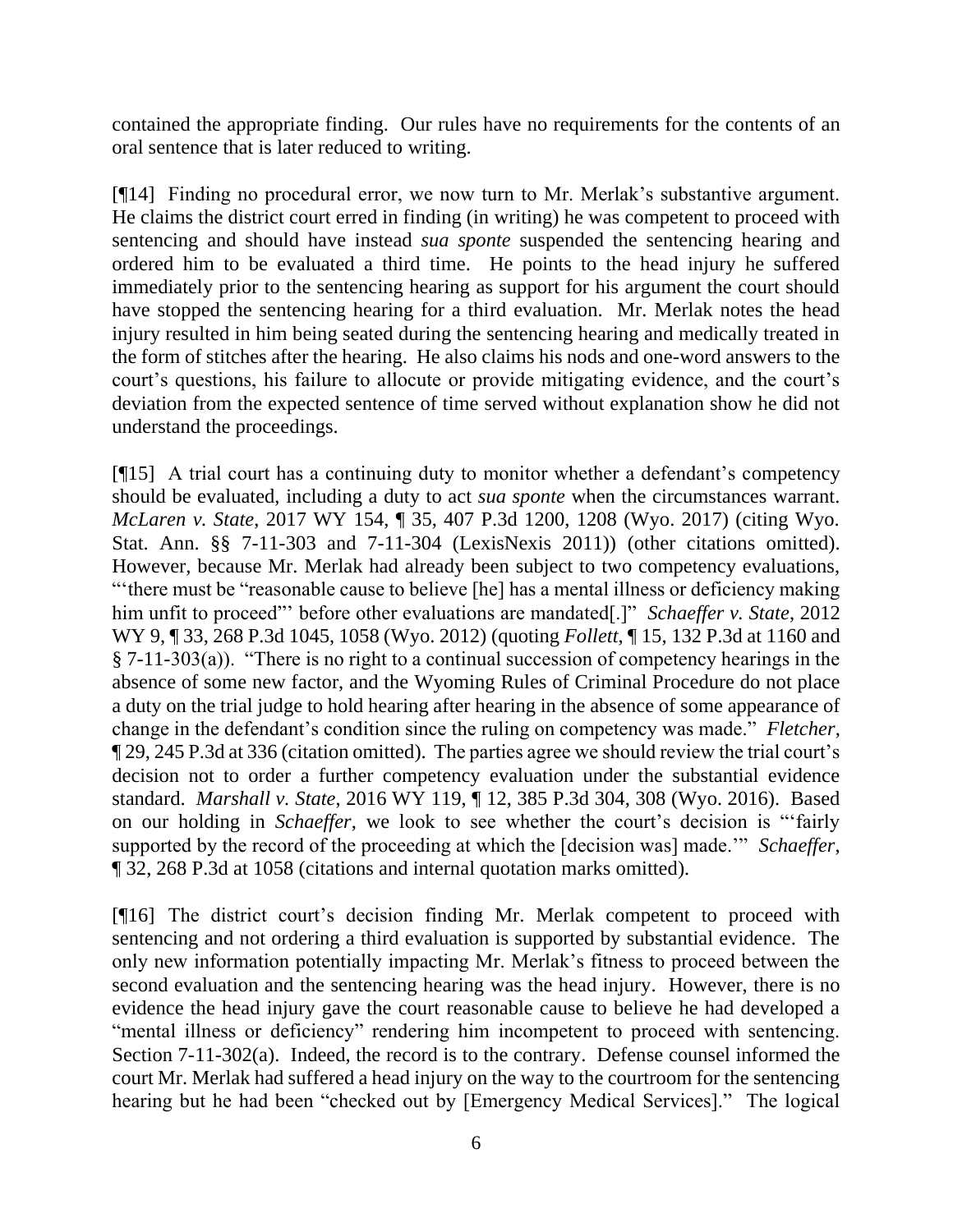contained the appropriate finding. Our rules have no requirements for the contents of an oral sentence that is later reduced to writing.

[¶14] Finding no procedural error, we now turn to Mr. Merlak's substantive argument. He claims the district court erred in finding (in writing) he was competent to proceed with sentencing and should have instead *sua sponte* suspended the sentencing hearing and ordered him to be evaluated a third time. He points to the head injury he suffered immediately prior to the sentencing hearing as support for his argument the court should have stopped the sentencing hearing for a third evaluation. Mr. Merlak notes the head injury resulted in him being seated during the sentencing hearing and medically treated in the form of stitches after the hearing. He also claims his nods and one-word answers to the court's questions, his failure to allocute or provide mitigating evidence, and the court's deviation from the expected sentence of time served without explanation show he did not understand the proceedings.

[¶15] A trial court has a continuing duty to monitor whether a defendant's competency should be evaluated, including a duty to act *sua sponte* when the circumstances warrant. *McLaren v. State*, 2017 WY 154, ¶ 35, 407 P.3d 1200, 1208 (Wyo. 2017) (citing Wyo. Stat. Ann. §§ 7-11-303 and 7-11-304 (LexisNexis 2011)) (other citations omitted). However, because Mr. Merlak had already been subject to two competency evaluations, "'there must be "reasonable cause to believe [he] has a mental illness or deficiency making him unfit to proceed"' before other evaluations are mandated[.]" *Schaeffer v. State*, 2012 WY 9, ¶ 33, 268 P.3d 1045, 1058 (Wyo. 2012) (quoting *Follett*, ¶ 15, 132 P.3d at 1160 and § 7-11-303(a)). "There is no right to a continual succession of competency hearings in the absence of some new factor, and the Wyoming Rules of Criminal Procedure do not place a duty on the trial judge to hold hearing after hearing in the absence of some appearance of change in the defendant's condition since the ruling on competency was made." *Fletcher*, ¶ 29, 245 P.3d at 336 (citation omitted). The parties agree we should review the trial court's decision not to order a further competency evaluation under the substantial evidence standard. *Marshall v. State*, 2016 WY 119, ¶ 12, 385 P.3d 304, 308 (Wyo. 2016). Based on our holding in *Schaeffer*, we look to see whether the court's decision is "'fairly supported by the record of the proceeding at which the [decision was] made.'" *Schaeffer*, ¶ 32, 268 P.3d at 1058 (citations and internal quotation marks omitted).

[¶16] The district court's decision finding Mr. Merlak competent to proceed with sentencing and not ordering a third evaluation is supported by substantial evidence. The only new information potentially impacting Mr. Merlak's fitness to proceed between the second evaluation and the sentencing hearing was the head injury. However, there is no evidence the head injury gave the court reasonable cause to believe he had developed a "mental illness or deficiency" rendering him incompetent to proceed with sentencing. Section 7-11-302(a). Indeed, the record is to the contrary. Defense counsel informed the court Mr. Merlak had suffered a head injury on the way to the courtroom for the sentencing hearing but he had been "checked out by [Emergency Medical Services]." The logical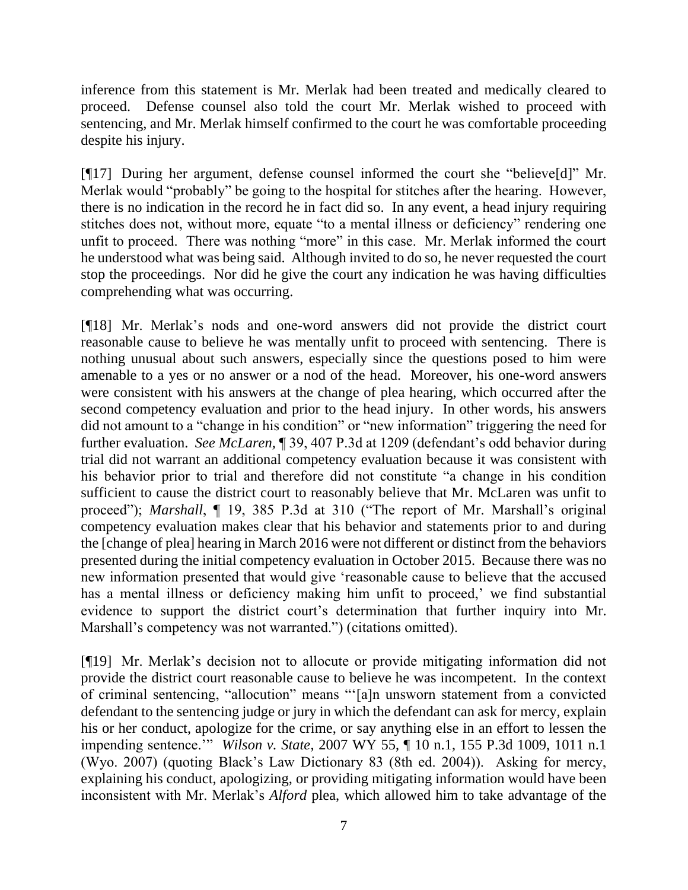inference from this statement is Mr. Merlak had been treated and medically cleared to proceed. Defense counsel also told the court Mr. Merlak wished to proceed with sentencing, and Mr. Merlak himself confirmed to the court he was comfortable proceeding despite his injury.

[¶17] During her argument, defense counsel informed the court she "believe[d]" Mr. Merlak would "probably" be going to the hospital for stitches after the hearing. However, there is no indication in the record he in fact did so. In any event, a head injury requiring stitches does not, without more, equate "to a mental illness or deficiency" rendering one unfit to proceed. There was nothing "more" in this case. Mr. Merlak informed the court he understood what was being said. Although invited to do so, he never requested the court stop the proceedings. Nor did he give the court any indication he was having difficulties comprehending what was occurring.

[¶18] Mr. Merlak's nods and one-word answers did not provide the district court reasonable cause to believe he was mentally unfit to proceed with sentencing. There is nothing unusual about such answers, especially since the questions posed to him were amenable to a yes or no answer or a nod of the head. Moreover, his one-word answers were consistent with his answers at the change of plea hearing, which occurred after the second competency evaluation and prior to the head injury. In other words, his answers did not amount to a "change in his condition" or "new information" triggering the need for further evaluation. *See McLaren*, ¶ 39, 407 P.3d at 1209 (defendant's odd behavior during trial did not warrant an additional competency evaluation because it was consistent with his behavior prior to trial and therefore did not constitute "a change in his condition sufficient to cause the district court to reasonably believe that Mr. McLaren was unfit to proceed"); *Marshall*, ¶ 19, 385 P.3d at 310 ("The report of Mr. Marshall's original competency evaluation makes clear that his behavior and statements prior to and during the [change of plea] hearing in March 2016 were not different or distinct from the behaviors presented during the initial competency evaluation in October 2015. Because there was no new information presented that would give 'reasonable cause to believe that the accused has a mental illness or deficiency making him unfit to proceed,' we find substantial evidence to support the district court's determination that further inquiry into Mr. Marshall's competency was not warranted.") (citations omitted).

[¶19] Mr. Merlak's decision not to allocute or provide mitigating information did not provide the district court reasonable cause to believe he was incompetent. In the context of criminal sentencing, "allocution" means "'[a]n unsworn statement from a convicted defendant to the sentencing judge or jury in which the defendant can ask for mercy, explain his or her conduct, apologize for the crime, or say anything else in an effort to lessen the impending sentence.'" *Wilson v. State*, 2007 WY 55, ¶ 10 n.1, 155 P.3d 1009, 1011 n.1 (Wyo. 2007) (quoting Black's Law Dictionary 83 (8th ed. 2004)). Asking for mercy, explaining his conduct, apologizing, or providing mitigating information would have been inconsistent with Mr. Merlak's *Alford* plea, which allowed him to take advantage of the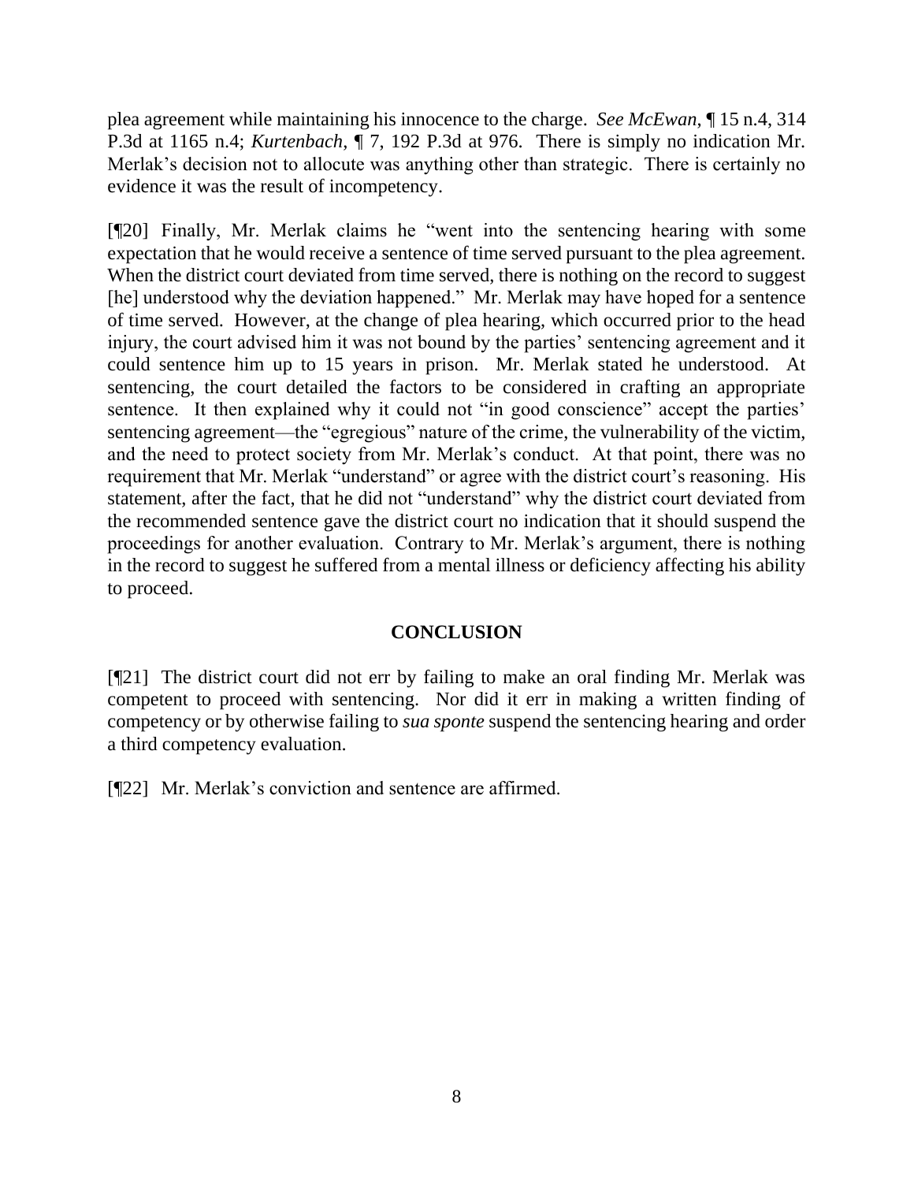plea agreement while maintaining his innocence to the charge. *See McEwan*, ¶ 15 n.4, 314 P.3d at 1165 n.4; *Kurtenbach*, ¶ 7, 192 P.3d at 976. There is simply no indication Mr. Merlak's decision not to allocute was anything other than strategic. There is certainly no evidence it was the result of incompetency.

[¶20] Finally, Mr. Merlak claims he "went into the sentencing hearing with some expectation that he would receive a sentence of time served pursuant to the plea agreement. When the district court deviated from time served, there is nothing on the record to suggest [he] understood why the deviation happened." Mr. Merlak may have hoped for a sentence of time served. However, at the change of plea hearing, which occurred prior to the head injury, the court advised him it was not bound by the parties' sentencing agreement and it could sentence him up to 15 years in prison. Mr. Merlak stated he understood. At sentencing, the court detailed the factors to be considered in crafting an appropriate sentence. It then explained why it could not "in good conscience" accept the parties' sentencing agreement—the "egregious" nature of the crime, the vulnerability of the victim, and the need to protect society from Mr. Merlak's conduct. At that point, there was no requirement that Mr. Merlak "understand" or agree with the district court's reasoning. His statement, after the fact, that he did not "understand" why the district court deviated from the recommended sentence gave the district court no indication that it should suspend the proceedings for another evaluation. Contrary to Mr. Merlak's argument, there is nothing in the record to suggest he suffered from a mental illness or deficiency affecting his ability to proceed.

## CONCLUSION

[¶21] The district court did not err by failing to make an oral finding Mr. Merlak was competent to proceed with sentencing. Nor did it err in making a written finding of competency or by otherwise failing to *sua sponte* suspend the sentencing hearing and order a third competency evaluation.

[¶22] Mr. Merlak's conviction and sentence are affirmed.